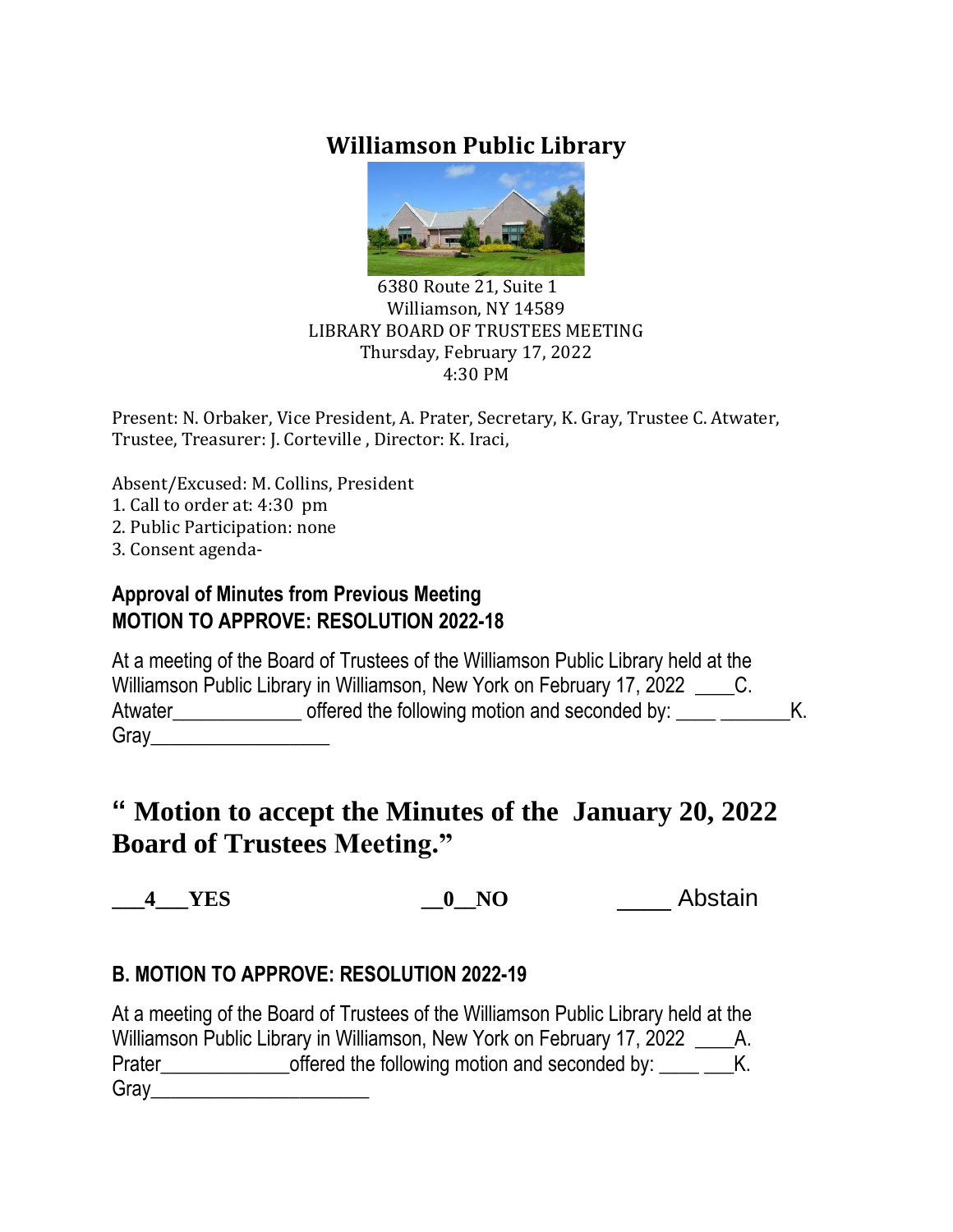# Williamson Public Library

6380 Route 21, Suite 1
Williamson, NY 14589
LIBRARY BOARD OF TRUSTEES MEETING
Thursday, February 17, 2022
4:30 PM

Present: N. Orbaker, Vice President, A. Prater, Secretary, K. Gray, Trustee C. Atwater, Trustee, Treasurer: J. Corteville , Director: K. Iraci,

Absent/Excused: M. Collins, President

1. Call to order at: 4:30 pm
2. Public Participation: none
3. Consent agenda-

## Approval of Minutes from Previous Meeting
## MOTION TO APPROVE: RESOLUTION 2022-18

At a meeting of the Board of Trustees of the Williamson Public Library held at the Williamson Public Library in Williamson, New York on February 17, 2022 ____C. Atwater_____________ offered the following motion and seconded by: ____ _______K. Gray__________________

## " Motion to accept the Minutes of the January 20, 2022 Board of Trustees Meeting."

**___4___YES** **__0__NO** ____ Abstain

## B. MOTION TO APPROVE: RESOLUTION 2022-19

At a meeting of the Board of Trustees of the Williamson Public Library held at the Williamson Public Library in Williamson, New York on February 17, 2022 ____A. Prater_____________offered the following motion and seconded by: ____ ___K. Gray______________________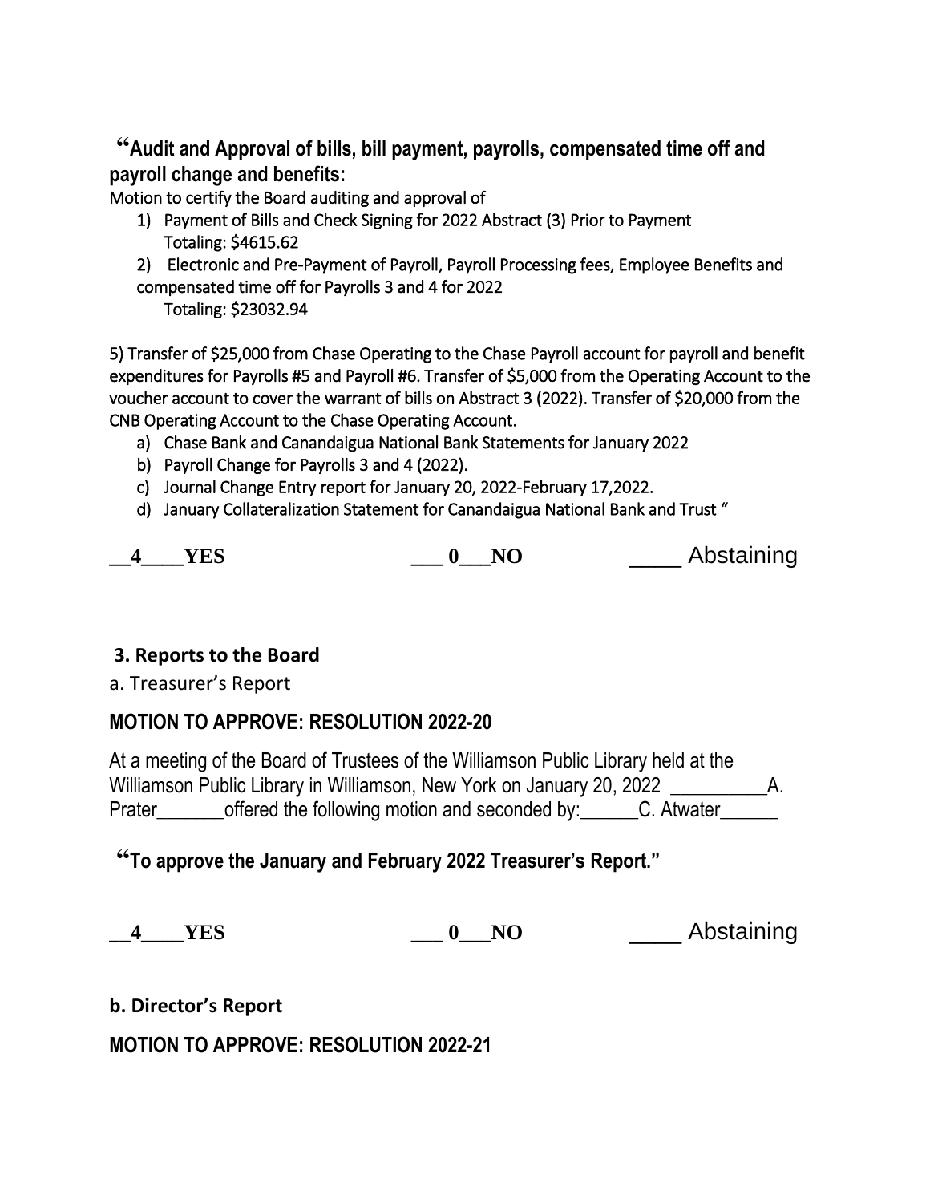**"Audit and Approval of bills, bill payment, payrolls, compensated time off and payroll change and benefits:**

Motion to certify the Board auditing and approval of

1) Payment of Bills and Check Signing for 2022 Abstract (3) Prior to Payment
   Totaling: $4615.62
2) Electronic and Pre-Payment of Payroll, Payroll Processing fees, Employee Benefits and compensated time off for Payrolls 3 and 4 for 2022
   Totaling: $23032.94

5) Transfer of $25,000 from Chase Operating to the Chase Payroll account for payroll and benefit expenditures for Payrolls #5 and Payroll #6. Transfer of $5,000 from the Operating Account to the voucher account to cover the warrant of bills on Abstract 3 (2022). Transfer of $20,000 from the CNB Operating Account to the Chase Operating Account.

a) Chase Bank and Canandaigua National Bank Statements for January 2022
b) Payroll Change for Payrolls 3 and 4 (2022).
c) Journal Change Entry report for January 20, 2022-February 17,2022.
d) January Collateralization Statement for Canandaigua National Bank and Trust "

__4____YES ___ 0___NO ____ Abstaining

**3. Reports to the Board**

a. Treasurer's Report

**MOTION TO APPROVE: RESOLUTION 2022-20**

At a meeting of the Board of Trustees of the Williamson Public Library held at the Williamson Public Library in Williamson, New York on January 20, 2022 __________A. Prater_______offered the following motion and seconded by:______C. Atwater______

**"To approve the January and February 2022 Treasurer's Report."**

__4____YES ___ 0___NO ____ Abstaining

**b. Director's Report**

**MOTION TO APPROVE: RESOLUTION 2022-21**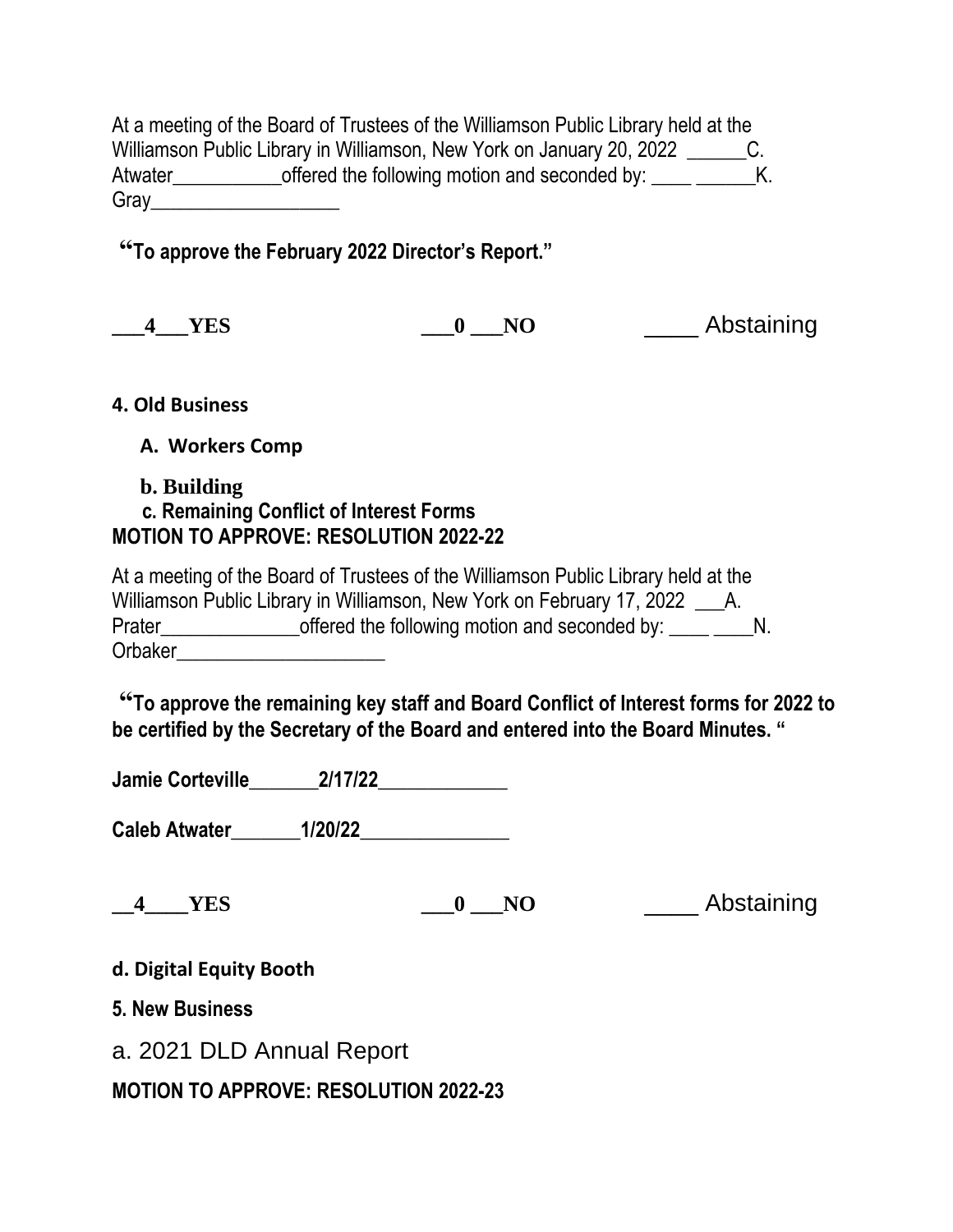At a meeting of the Board of Trustees of the Williamson Public Library held at the Williamson Public Library in Williamson, New York on January 20, 2022 ______C. Atwater___________offered the following motion and seconded by: ____ ______K. Gray___________________

**"To approve the February 2022 Director's Report."**

**\_\_\_4\_\_\_YES** **\_\_\_0 \_\_\_NO** ____ Abstaining

**4. Old Business**

**A. Workers Comp**

**b. Building**

**c. Remaining Conflict of Interest Forms**

**MOTION TO APPROVE: RESOLUTION 2022-22**

At a meeting of the Board of Trustees of the Williamson Public Library held at the Williamson Public Library in Williamson, New York on February 17, 2022 ___A. Prater______________offered the following motion and seconded by: ____ ____N. Orbaker_____________________

**"To approve the remaining key staff and Board Conflict of Interest forms for 2022 to be certified by the Secretary of the Board and entered into the Board Minutes. "**

**Jamie Corteville\_\_\_\_\_\_\_2/17/22\_\_\_\_\_\_\_\_\_\_\_\_\_**

**Caleb Atwater\_\_\_\_\_\_\_1/20/22\_\_\_\_\_\_\_\_\_\_\_\_\_\_\_**

**\_\_4\_\_\_\_YES** **\_\_\_0 \_\_\_NO** ____ Abstaining

**d. Digital Equity Booth**

**5. New Business**

a. 2021 DLD Annual Report

**MOTION TO APPROVE: RESOLUTION 2022-23**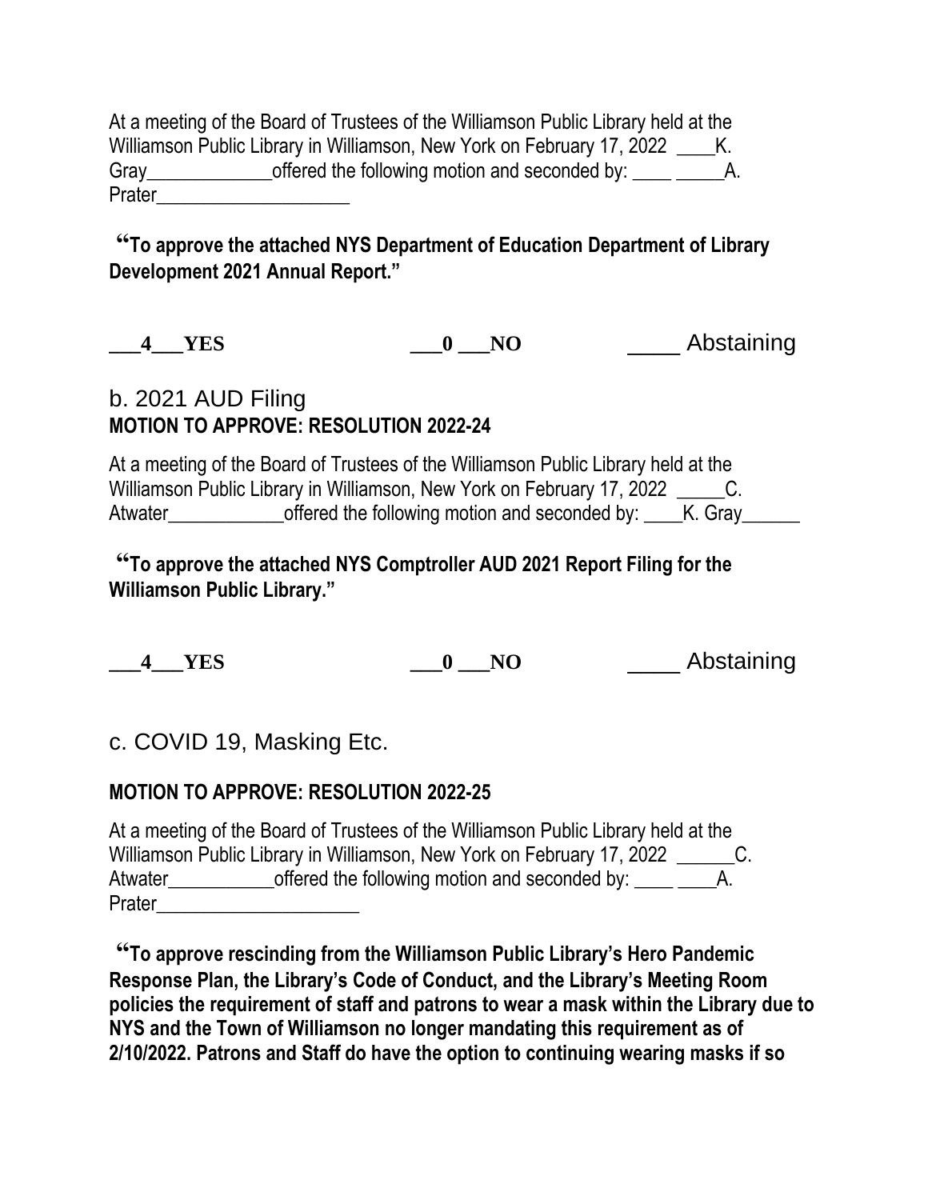At a meeting of the Board of Trustees of the Williamson Public Library held at the Williamson Public Library in Williamson, New York on February 17, 2022 ____K. Gray_____________offered the following motion and seconded by: ____ _____A. Prater____________________

**"To approve the attached NYS Department of Education Department of Library Development 2021 Annual Report."**

**___4___YES** **___0 ___NO** ____ Abstaining

b. 2021 AUD Filing

**MOTION TO APPROVE: RESOLUTION 2022-24**

At a meeting of the Board of Trustees of the Williamson Public Library held at the Williamson Public Library in Williamson, New York on February 17, 2022 _____C. Atwater____________offered the following motion and seconded by: ____K. Gray______

**"To approve the attached NYS Comptroller AUD 2021 Report Filing for the Williamson Public Library."**

**___4___YES** **___0 ___NO** ____ Abstaining

c. COVID 19, Masking Etc.

**MOTION TO APPROVE: RESOLUTION 2022-25**

At a meeting of the Board of Trustees of the Williamson Public Library held at the Williamson Public Library in Williamson, New York on February 17, 2022 ______C. Atwater___________offered the following motion and seconded by: ____ ____A. Prater_____________________

**"To approve rescinding from the Williamson Public Library's Hero Pandemic Response Plan, the Library's Code of Conduct, and the Library's Meeting Room policies the requirement of staff and patrons to wear a mask within the Library due to NYS and the Town of Williamson no longer mandating this requirement as of 2/10/2022. Patrons and Staff do have the option to continuing wearing masks if so**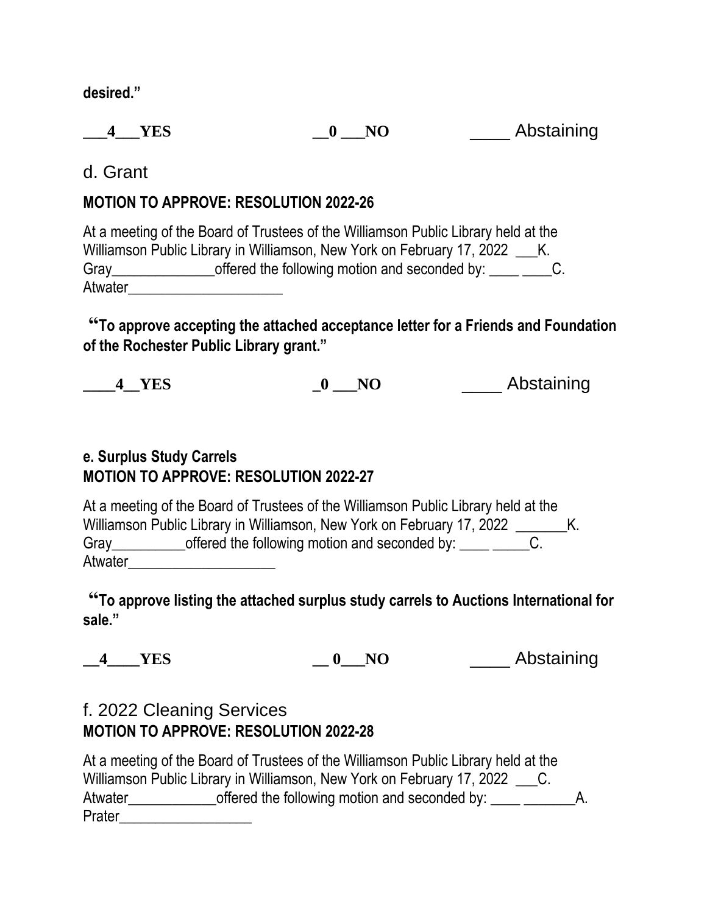**desired."**

**\_\_\_4\_\_\_YES** **\_\_0 \_\_\_NO** \_\_\_\_ Abstaining

d. Grant

**MOTION TO APPROVE: RESOLUTION 2022-26**

At a meeting of the Board of Trustees of the Williamson Public Library held at the Williamson Public Library in Williamson, New York on February 17, 2022 \_\_\_K. Gray\_\_\_\_\_\_\_\_\_\_\_\_\_\_offered the following motion and seconded by: \_\_\_\_ \_\_\_\_C. Atwater\_\_\_\_\_\_\_\_\_\_\_\_\_\_\_\_\_\_\_\_\_

**"To approve accepting the attached acceptance letter for a Friends and Foundation of the Rochester Public Library grant."**

**\_\_\_\_4\_\_YES** **\_0 \_\_\_NO** \_\_\_\_ Abstaining

**e. Surplus Study Carrels**
**MOTION TO APPROVE: RESOLUTION 2022-27**

At a meeting of the Board of Trustees of the Williamson Public Library held at the Williamson Public Library in Williamson, New York on February 17, 2022 \_\_\_\_\_\_\_K. Gray\_\_\_\_\_\_\_\_\_\_offered the following motion and seconded by: \_\_\_\_ \_\_\_\_\_C. Atwater\_\_\_\_\_\_\_\_\_\_\_\_\_\_\_\_\_\_\_\_

**"To approve listing the attached surplus study carrels to Auctions International for sale."**

**\_\_4\_\_\_\_YES** **\_\_ 0\_\_\_NO** \_\_\_\_ Abstaining

f. 2022 Cleaning Services
**MOTION TO APPROVE: RESOLUTION 2022-28**

At a meeting of the Board of Trustees of the Williamson Public Library held at the Williamson Public Library in Williamson, New York on February 17, 2022 \_\_\_C. Atwater\_\_\_\_\_\_\_\_\_\_\_\_offered the following motion and seconded by: \_\_\_\_ \_\_\_\_\_\_\_A. Prater\_\_\_\_\_\_\_\_\_\_\_\_\_\_\_\_\_\_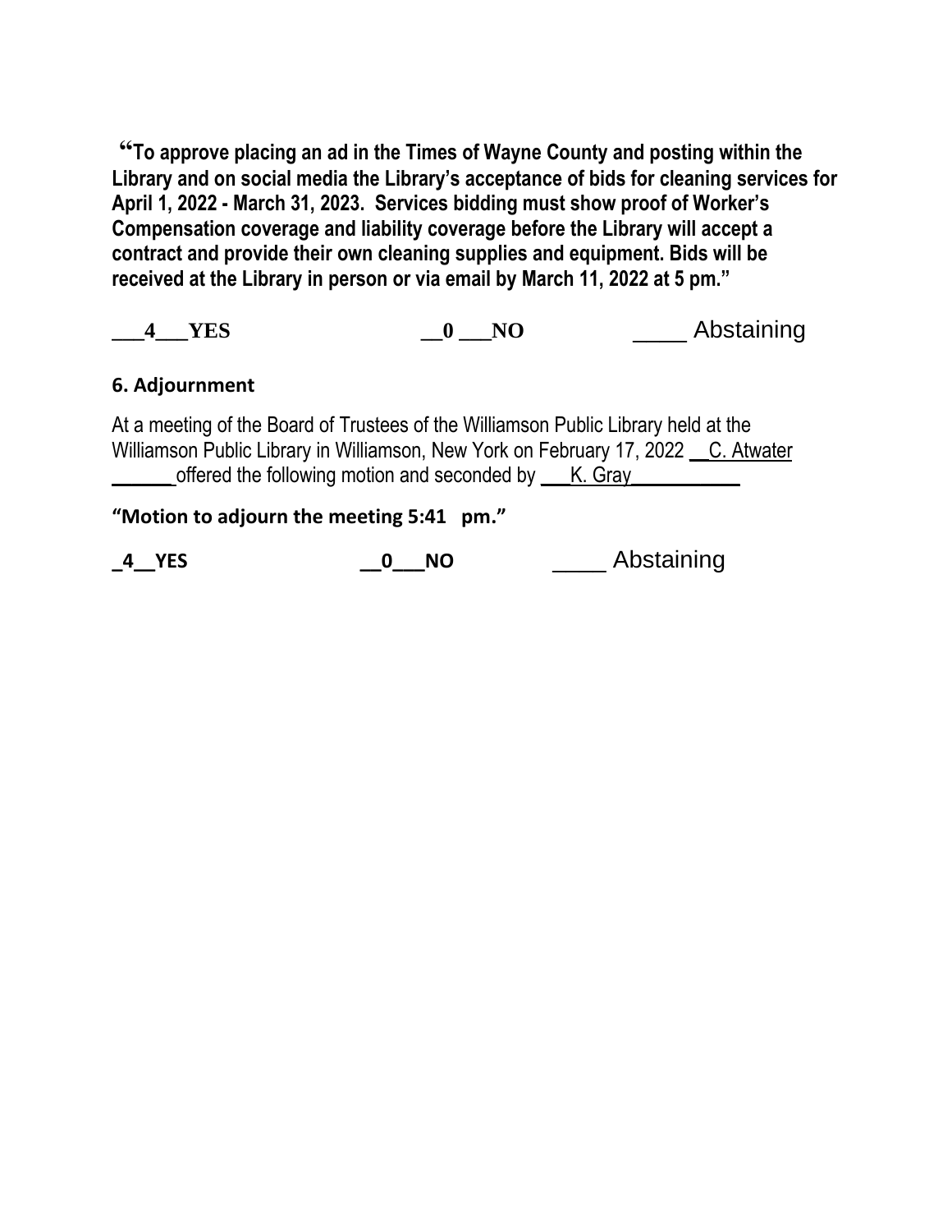**"To approve placing an ad in the Times of Wayne County and posting within the Library and on social media the Library's acceptance of bids for cleaning services for April 1, 2022 - March 31, 2023. Services bidding must show proof of Worker's Compensation coverage and liability coverage before the Library will accept a contract and provide their own cleaning supplies and equipment. Bids will be received at the Library in person or via email by March 11, 2022 at 5 pm."**

**\_\_\_4\_\_\_YES** **\_\_0 \_\_\_NO** \_\_\_\_ Abstaining

**6. Adjournment**

At a meeting of the Board of Trustees of the Williamson Public Library held at the Williamson Public Library in Williamson, New York on February 17, 2022 \_\_C. Atwater \_\_\_\_\_\_offered the following motion and seconded by \_\_\_K. Gray\_\_\_\_\_\_\_\_\_\_\_

**"Motion to adjourn the meeting 5:41 pm."**

**\_4\_\_YES** **\_\_0\_\_\_NO** \_\_\_\_ Abstaining